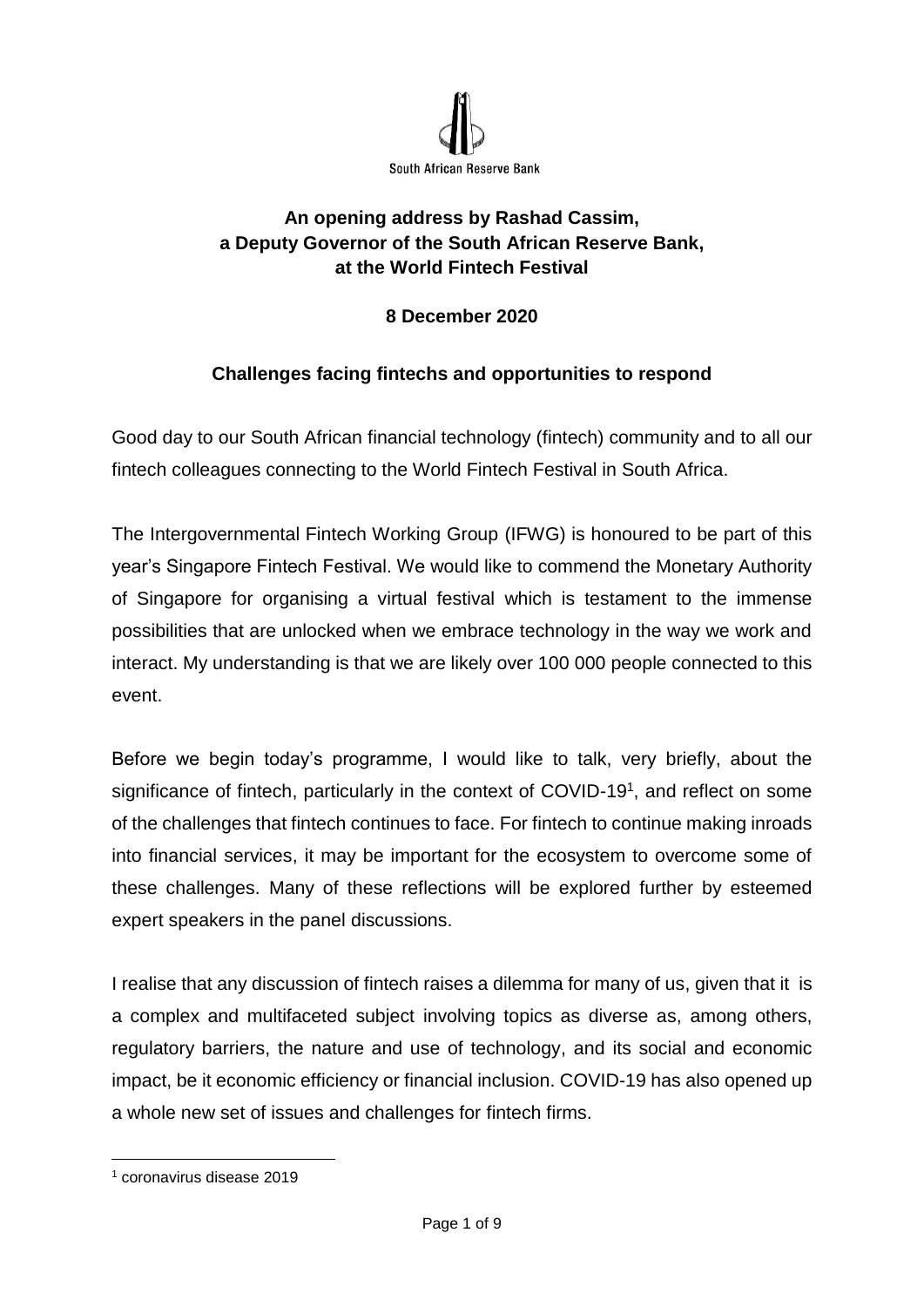South African Reserve Bank

**An opening address by Rashad Cassim, a Deputy Governor of the South African Reserve Bank, at the World Fintech Festival**

**8 December 2020**

**Challenges facing fintechs and opportunities to respond**

Good day to our South African financial technology (fintech) community and to all our fintech colleagues connecting to the World Fintech Festival in South Africa.

The Intergovernmental Fintech Working Group (IFWG) is honoured to be part of this year's Singapore Fintech Festival. We would like to commend the Monetary Authority of Singapore for organising a virtual festival which is testament to the immense possibilities that are unlocked when we embrace technology in the way we work and interact. My understanding is that we are likely over 100 000 people connected to this event.

Before we begin today's programme, I would like to talk, very briefly, about the significance of fintech, particularly in the context of COVID-19[1], and reflect on some of the challenges that fintech continues to face. For fintech to continue making inroads into financial services, it may be important for the ecosystem to overcome some of these challenges. Many of these reflections will be explored further by esteemed expert speakers in the panel discussions.

I realise that any discussion of fintech raises a dilemma for many of us, given that it is a complex and multifaceted subject involving topics as diverse as, among others, regulatory barriers, the nature and use of technology, and its social and economic impact, be it economic efficiency or financial inclusion. COVID-19 has also opened up a whole new set of issues and challenges for fintech firms.

[1] coronavirus disease 2019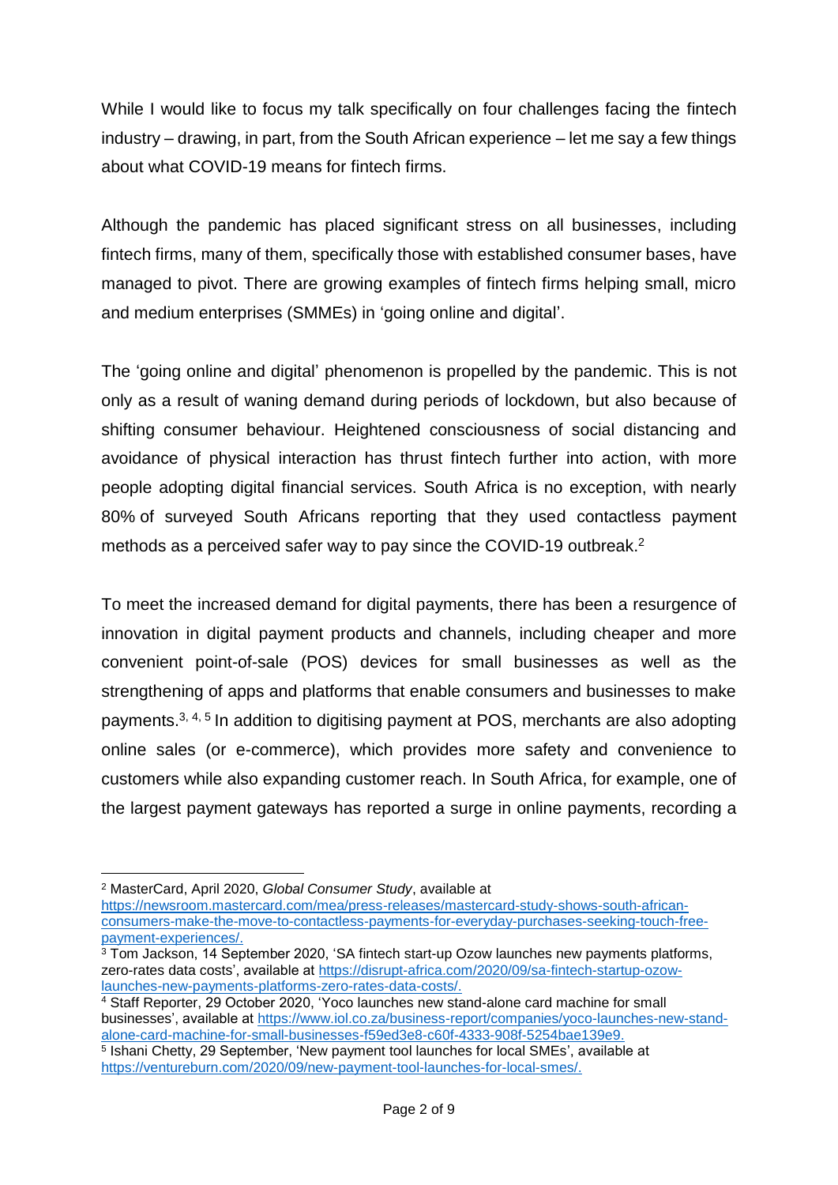While I would like to focus my talk specifically on four challenges facing the fintech industry – drawing, in part, from the South African experience – let me say a few things about what COVID-19 means for fintech firms.

Although the pandemic has placed significant stress on all businesses, including fintech firms, many of them, specifically those with established consumer bases, have managed to pivot. There are growing examples of fintech firms helping small, micro and medium enterprises (SMMEs) in 'going online and digital'.

The 'going online and digital' phenomenon is propelled by the pandemic. This is not only as a result of waning demand during periods of lockdown, but also because of shifting consumer behaviour. Heightened consciousness of social distancing and avoidance of physical interaction has thrust fintech further into action, with more people adopting digital financial services. South Africa is no exception, with nearly 80% of surveyed South Africans reporting that they used contactless payment methods as a perceived safer way to pay since the COVID-19 outbreak.[2]

To meet the increased demand for digital payments, there has been a resurgence of innovation in digital payment products and channels, including cheaper and more convenient point-of-sale (POS) devices for small businesses as well as the strengthening of apps and platforms that enable consumers and businesses to make payments.[3, 4, 5] In addition to digitising payment at POS, merchants are also adopting online sales (or e-commerce), which provides more safety and convenience to customers while also expanding customer reach. In South Africa, for example, one of the largest payment gateways has reported a surge in online payments, recording a

---

[2] MasterCard, April 2020, *Global Consumer Study*, available at https://newsroom.mastercard.com/mea/press-releases/mastercard-study-shows-south-african-consumers-make-the-move-to-contactless-payments-for-everyday-purchases-seeking-touch-free-payment-experiences/.

[3] Tom Jackson, 14 September 2020, 'SA fintech start-up Ozow launches new payments platforms, zero-rates data costs', available at https://disrupt-africa.com/2020/09/sa-fintech-startup-ozow-launches-new-payments-platforms-zero-rates-data-costs/.

[4] Staff Reporter, 29 October 2020, 'Yoco launches new stand-alone card machine for small businesses', available at https://www.iol.co.za/business-report/companies/yoco-launches-new-stand-alone-card-machine-for-small-businesses-f59ed3e8-c60f-4333-908f-5254bae139e9.

[5] Ishani Chetty, 29 September, 'New payment tool launches for local SMEs', available at https://ventureburn.com/2020/09/new-payment-tool-launches-for-local-smes/.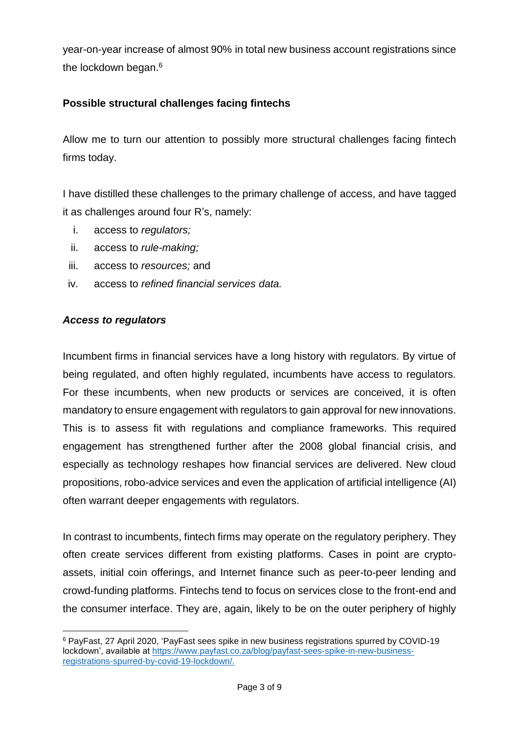year-on-year increase of almost 90% in total new business account registrations since the lockdown began.[6]

**Possible structural challenges facing fintechs**

Allow me to turn our attention to possibly more structural challenges facing fintech firms today.

I have distilled these challenges to the primary challenge of access, and have tagged it as challenges around four R's, namely:

i. access to *regulators;*
ii. access to *rule-making;*
iii. access to *resources;* and
iv. access to *refined financial services data.*

***Access to regulators***

Incumbent firms in financial services have a long history with regulators. By virtue of being regulated, and often highly regulated, incumbents have access to regulators. For these incumbents, when new products or services are conceived, it is often mandatory to ensure engagement with regulators to gain approval for new innovations. This is to assess fit with regulations and compliance frameworks. This required engagement has strengthened further after the 2008 global financial crisis, and especially as technology reshapes how financial services are delivered. New cloud propositions, robo-advice services and even the application of artificial intelligence (AI) often warrant deeper engagements with regulators.

In contrast to incumbents, fintech firms may operate on the regulatory periphery. They often create services different from existing platforms. Cases in point are crypto-assets, initial coin offerings, and Internet finance such as peer-to-peer lending and crowd-funding platforms. Fintechs tend to focus on services close to the front-end and the consumer interface. They are, again, likely to be on the outer periphery of highly

[6] PayFast, 27 April 2020, 'PayFast sees spike in new business registrations spurred by COVID-19 lockdown', available at https://www.payfast.co.za/blog/payfast-sees-spike-in-new-business-registrations-spurred-by-covid-19-lockdown/.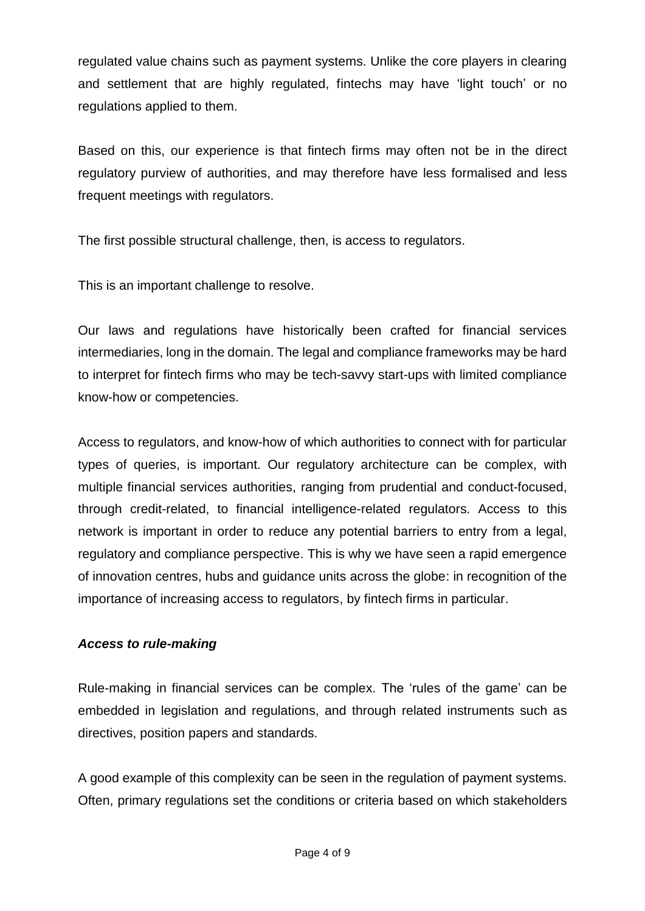regulated value chains such as payment systems. Unlike the core players in clearing and settlement that are highly regulated, fintechs may have 'light touch' or no regulations applied to them.

Based on this, our experience is that fintech firms may often not be in the direct regulatory purview of authorities, and may therefore have less formalised and less frequent meetings with regulators.

The first possible structural challenge, then, is access to regulators.

This is an important challenge to resolve.

Our laws and regulations have historically been crafted for financial services intermediaries, long in the domain. The legal and compliance frameworks may be hard to interpret for fintech firms who may be tech-savvy start-ups with limited compliance know-how or competencies.

Access to regulators, and know-how of which authorities to connect with for particular types of queries, is important. Our regulatory architecture can be complex, with multiple financial services authorities, ranging from prudential and conduct-focused, through credit-related, to financial intelligence-related regulators. Access to this network is important in order to reduce any potential barriers to entry from a legal, regulatory and compliance perspective. This is why we have seen a rapid emergence of innovation centres, hubs and guidance units across the globe: in recognition of the importance of increasing access to regulators, by fintech firms in particular.

***Access to rule-making***

Rule-making in financial services can be complex. The 'rules of the game' can be embedded in legislation and regulations, and through related instruments such as directives, position papers and standards.

A good example of this complexity can be seen in the regulation of payment systems. Often, primary regulations set the conditions or criteria based on which stakeholders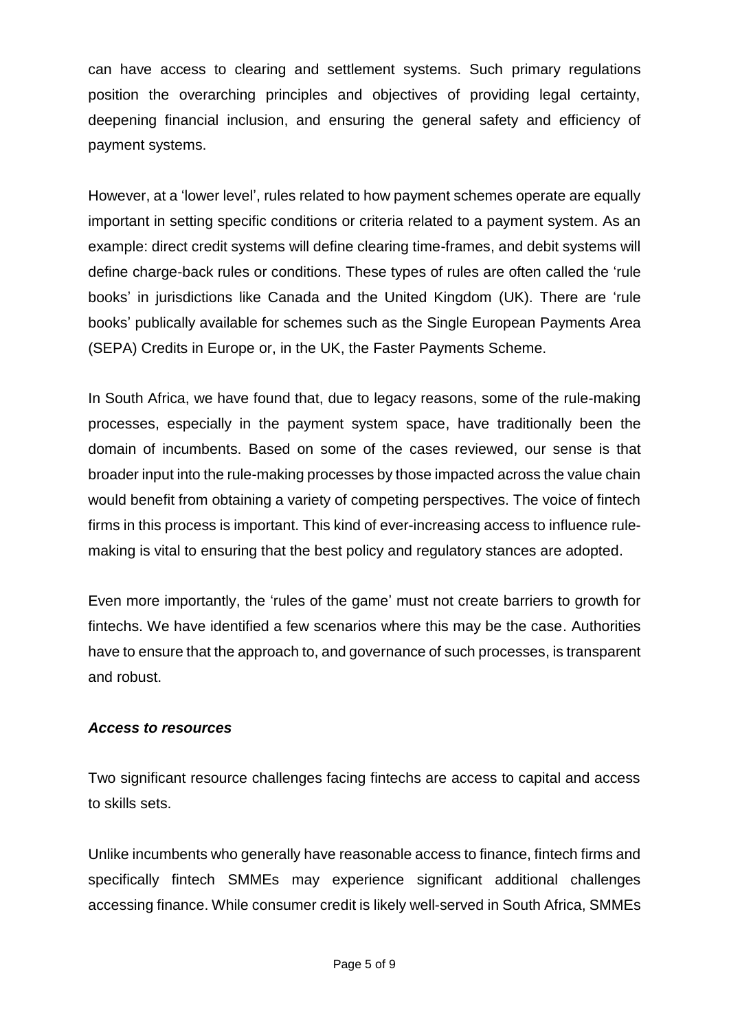can have access to clearing and settlement systems. Such primary regulations position the overarching principles and objectives of providing legal certainty, deepening financial inclusion, and ensuring the general safety and efficiency of payment systems.

However, at a 'lower level', rules related to how payment schemes operate are equally important in setting specific conditions or criteria related to a payment system. As an example: direct credit systems will define clearing time-frames, and debit systems will define charge-back rules or conditions. These types of rules are often called the 'rule books' in jurisdictions like Canada and the United Kingdom (UK). There are 'rule books' publically available for schemes such as the Single European Payments Area (SEPA) Credits in Europe or, in the UK, the Faster Payments Scheme.

In South Africa, we have found that, due to legacy reasons, some of the rule-making processes, especially in the payment system space, have traditionally been the domain of incumbents. Based on some of the cases reviewed, our sense is that broader input into the rule-making processes by those impacted across the value chain would benefit from obtaining a variety of competing perspectives. The voice of fintech firms in this process is important. This kind of ever-increasing access to influence rule-making is vital to ensuring that the best policy and regulatory stances are adopted.

Even more importantly, the 'rules of the game' must not create barriers to growth for fintechs. We have identified a few scenarios where this may be the case. Authorities have to ensure that the approach to, and governance of such processes, is transparent and robust.

***Access to resources***

Two significant resource challenges facing fintechs are access to capital and access to skills sets.

Unlike incumbents who generally have reasonable access to finance, fintech firms and specifically fintech SMMEs may experience significant additional challenges accessing finance. While consumer credit is likely well-served in South Africa, SMMEs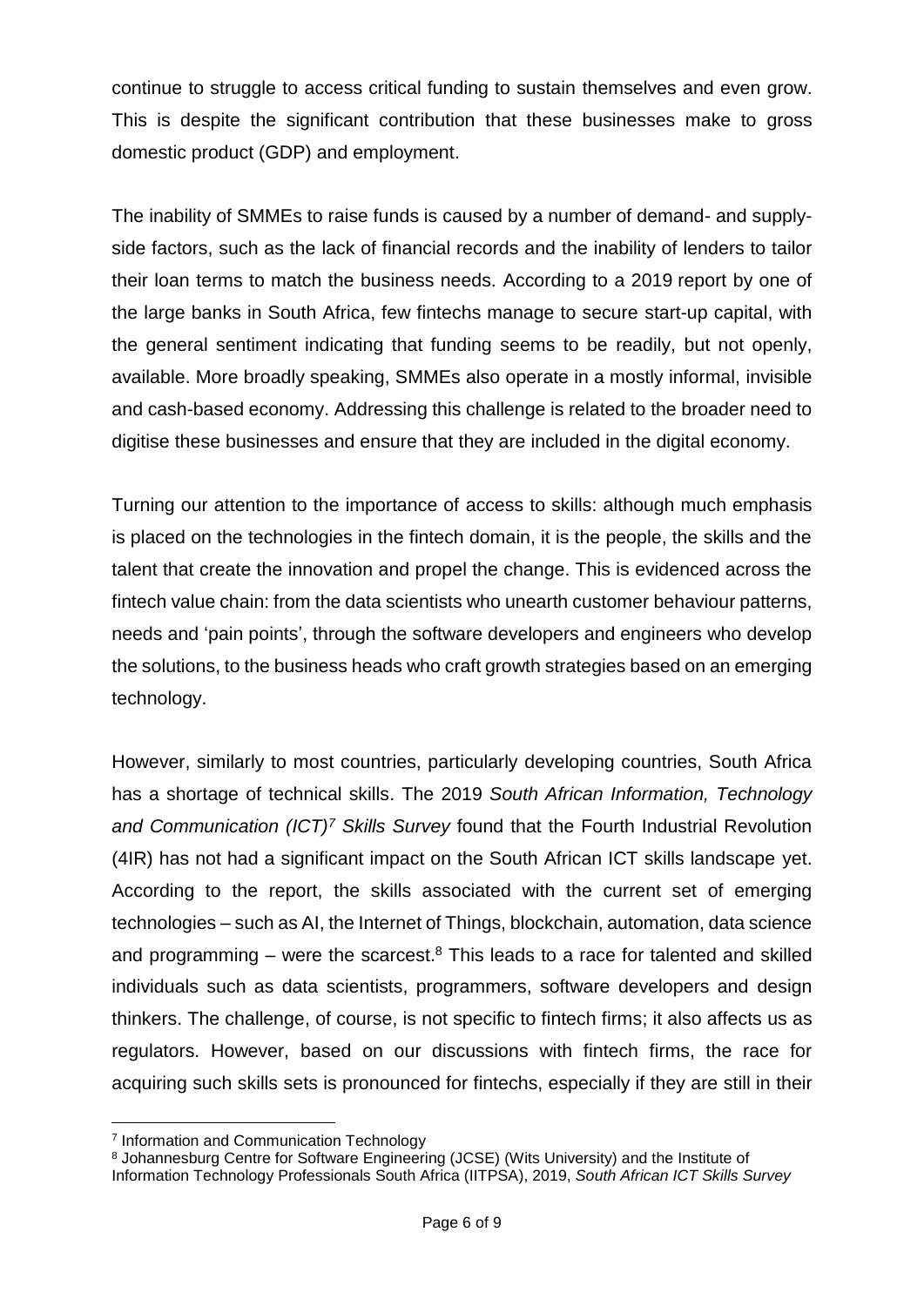continue to struggle to access critical funding to sustain themselves and even grow. This is despite the significant contribution that these businesses make to gross domestic product (GDP) and employment.

The inability of SMMEs to raise funds is caused by a number of demand- and supply-side factors, such as the lack of financial records and the inability of lenders to tailor their loan terms to match the business needs. According to a 2019 report by one of the large banks in South Africa, few fintechs manage to secure start-up capital, with the general sentiment indicating that funding seems to be readily, but not openly, available. More broadly speaking, SMMEs also operate in a mostly informal, invisible and cash-based economy. Addressing this challenge is related to the broader need to digitise these businesses and ensure that they are included in the digital economy.

Turning our attention to the importance of access to skills: although much emphasis is placed on the technologies in the fintech domain, it is the people, the skills and the talent that create the innovation and propel the change. This is evidenced across the fintech value chain: from the data scientists who unearth customer behaviour patterns, needs and 'pain points', through the software developers and engineers who develop the solutions, to the business heads who craft growth strategies based on an emerging technology.

However, similarly to most countries, particularly developing countries, South Africa has a shortage of technical skills. The 2019 *South African Information, Technology and Communication (ICT)*[7] *Skills Survey* found that the Fourth Industrial Revolution (4IR) has not had a significant impact on the South African ICT skills landscape yet. According to the report, the skills associated with the current set of emerging technologies – such as AI, the Internet of Things, blockchain, automation, data science and programming – were the scarcest.[8] This leads to a race for talented and skilled individuals such as data scientists, programmers, software developers and design thinkers. The challenge, of course, is not specific to fintech firms; it also affects us as regulators. However, based on our discussions with fintech firms, the race for acquiring such skills sets is pronounced for fintechs, especially if they are still in their

[7] Information and Communication Technology

[8] Johannesburg Centre for Software Engineering (JCSE) (Wits University) and the Institute of Information Technology Professionals South Africa (IITPSA), 2019, *South African ICT Skills Survey*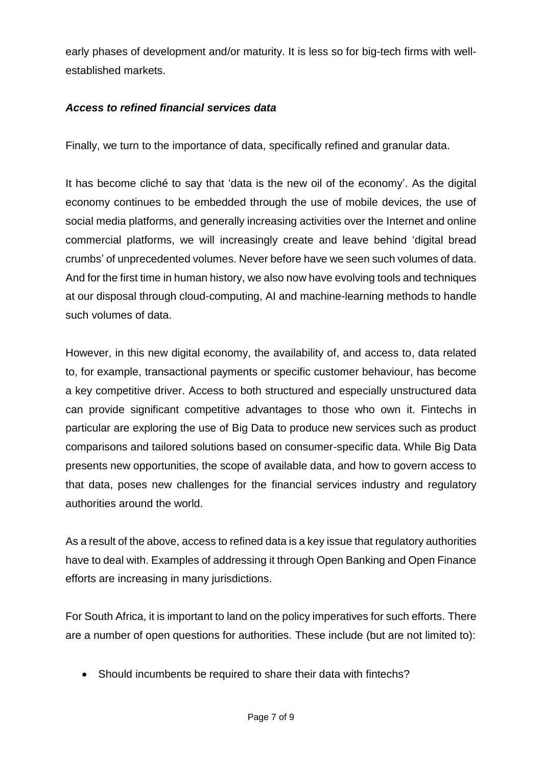early phases of development and/or maturity. It is less so for big-tech firms with well-established markets.

***Access to refined financial services data***

Finally, we turn to the importance of data, specifically refined and granular data.

It has become cliché to say that 'data is the new oil of the economy'. As the digital economy continues to be embedded through the use of mobile devices, the use of social media platforms, and generally increasing activities over the Internet and online commercial platforms, we will increasingly create and leave behind 'digital bread crumbs' of unprecedented volumes. Never before have we seen such volumes of data. And for the first time in human history, we also now have evolving tools and techniques at our disposal through cloud-computing, AI and machine-learning methods to handle such volumes of data.

However, in this new digital economy, the availability of, and access to, data related to, for example, transactional payments or specific customer behaviour, has become a key competitive driver. Access to both structured and especially unstructured data can provide significant competitive advantages to those who own it. Fintechs in particular are exploring the use of Big Data to produce new services such as product comparisons and tailored solutions based on consumer-specific data. While Big Data presents new opportunities, the scope of available data, and how to govern access to that data, poses new challenges for the financial services industry and regulatory authorities around the world.

As a result of the above, access to refined data is a key issue that regulatory authorities have to deal with. Examples of addressing it through Open Banking and Open Finance efforts are increasing in many jurisdictions.

For South Africa, it is important to land on the policy imperatives for such efforts. There are a number of open questions for authorities. These include (but are not limited to):

- Should incumbents be required to share their data with fintechs?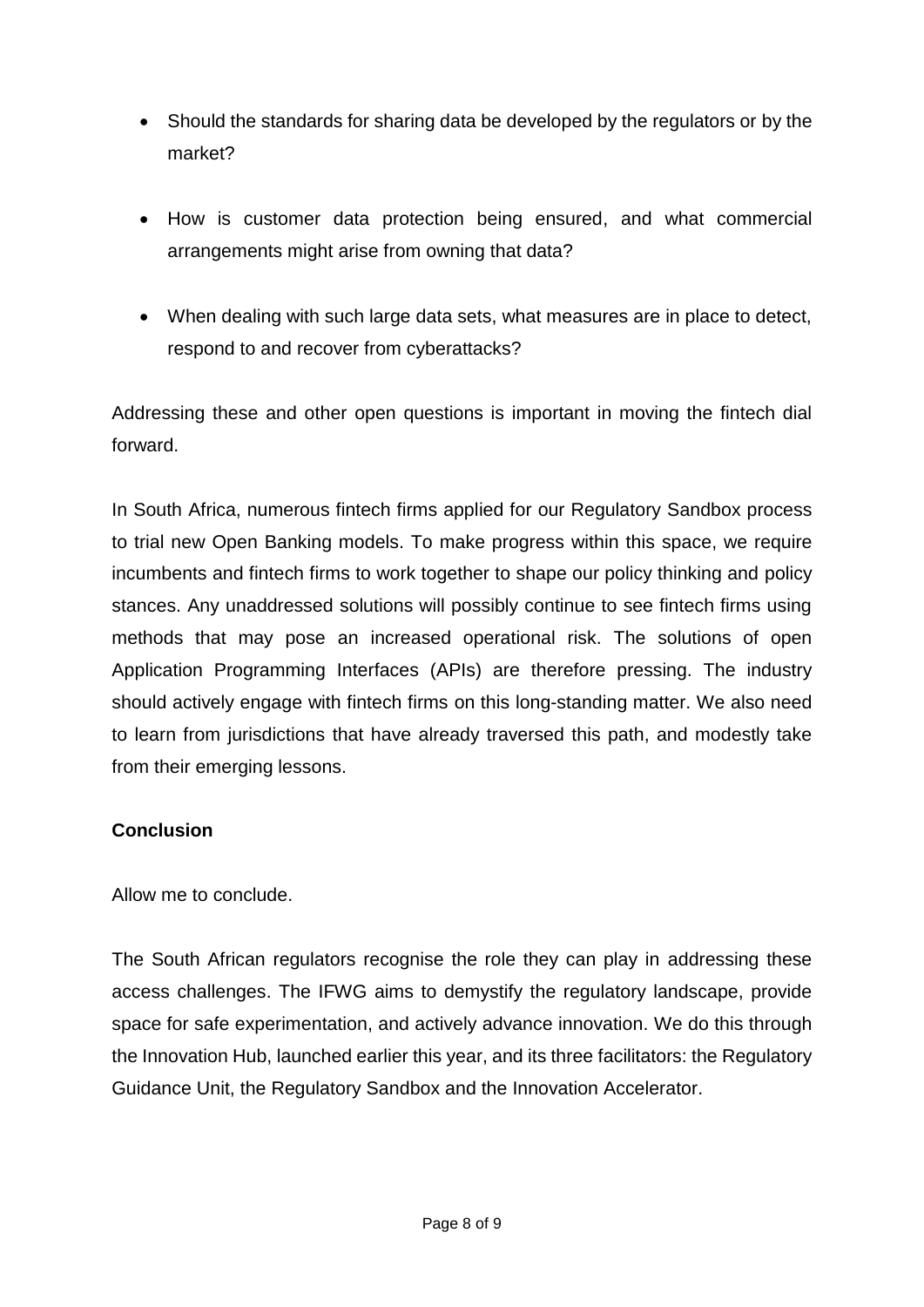- Should the standards for sharing data be developed by the regulators or by the market?
- How is customer data protection being ensured, and what commercial arrangements might arise from owning that data?
- When dealing with such large data sets, what measures are in place to detect, respond to and recover from cyberattacks?

Addressing these and other open questions is important in moving the fintech dial forward.

In South Africa, numerous fintech firms applied for our Regulatory Sandbox process to trial new Open Banking models. To make progress within this space, we require incumbents and fintech firms to work together to shape our policy thinking and policy stances. Any unaddressed solutions will possibly continue to see fintech firms using methods that may pose an increased operational risk. The solutions of open Application Programming Interfaces (APIs) are therefore pressing. The industry should actively engage with fintech firms on this long-standing matter. We also need to learn from jurisdictions that have already traversed this path, and modestly take from their emerging lessons.

**Conclusion**

Allow me to conclude.

The South African regulators recognise the role they can play in addressing these access challenges. The IFWG aims to demystify the regulatory landscape, provide space for safe experimentation, and actively advance innovation. We do this through the Innovation Hub, launched earlier this year, and its three facilitators: the Regulatory Guidance Unit, the Regulatory Sandbox and the Innovation Accelerator.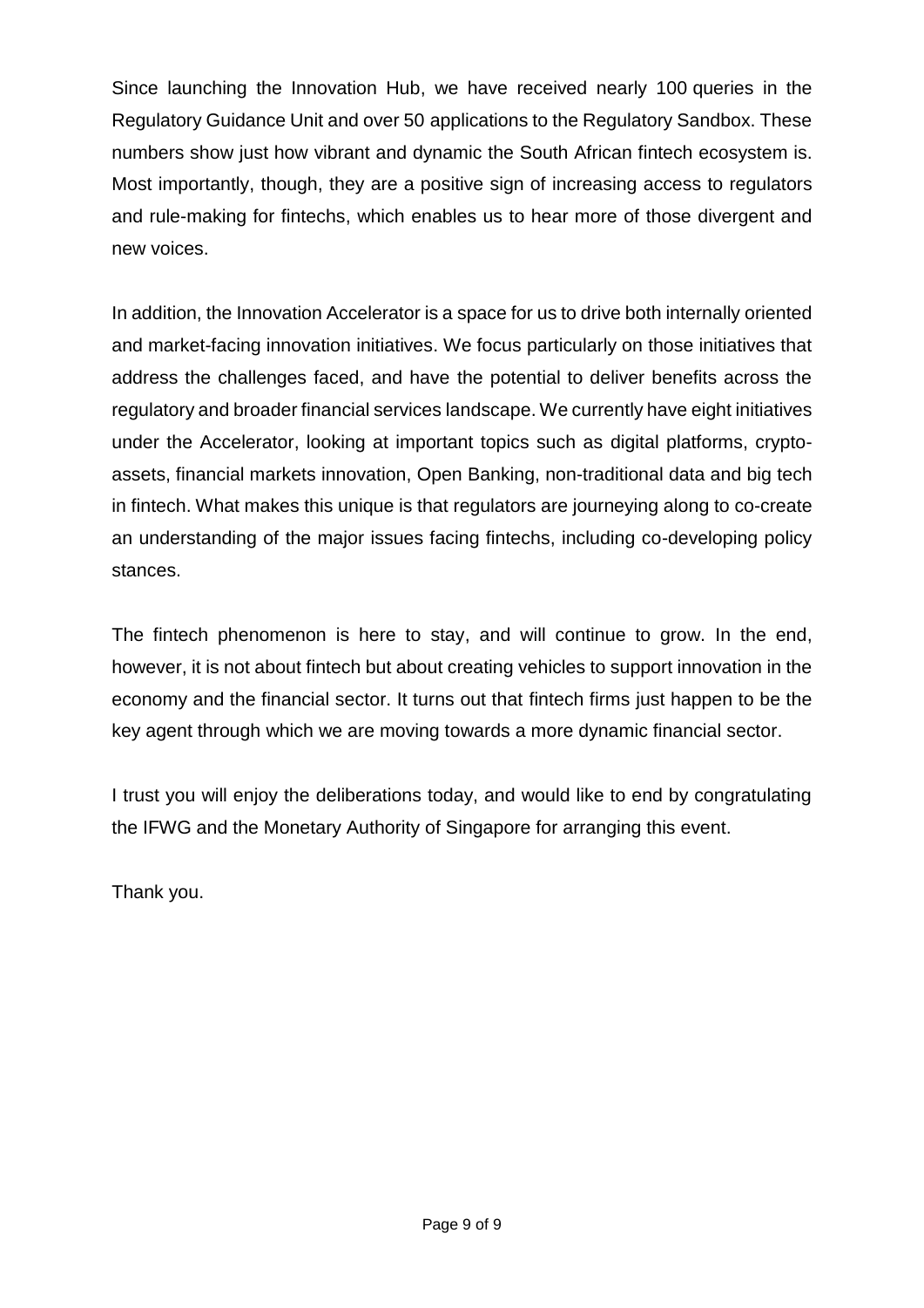Since launching the Innovation Hub, we have received nearly 100 queries in the Regulatory Guidance Unit and over 50 applications to the Regulatory Sandbox. These numbers show just how vibrant and dynamic the South African fintech ecosystem is. Most importantly, though, they are a positive sign of increasing access to regulators and rule-making for fintechs, which enables us to hear more of those divergent and new voices.

In addition, the Innovation Accelerator is a space for us to drive both internally oriented and market-facing innovation initiatives. We focus particularly on those initiatives that address the challenges faced, and have the potential to deliver benefits across the regulatory and broader financial services landscape. We currently have eight initiatives under the Accelerator, looking at important topics such as digital platforms, crypto-assets, financial markets innovation, Open Banking, non-traditional data and big tech in fintech. What makes this unique is that regulators are journeying along to co-create an understanding of the major issues facing fintechs, including co-developing policy stances.

The fintech phenomenon is here to stay, and will continue to grow. In the end, however, it is not about fintech but about creating vehicles to support innovation in the economy and the financial sector. It turns out that fintech firms just happen to be the key agent through which we are moving towards a more dynamic financial sector.

I trust you will enjoy the deliberations today, and would like to end by congratulating the IFWG and the Monetary Authority of Singapore for arranging this event.

Thank you.